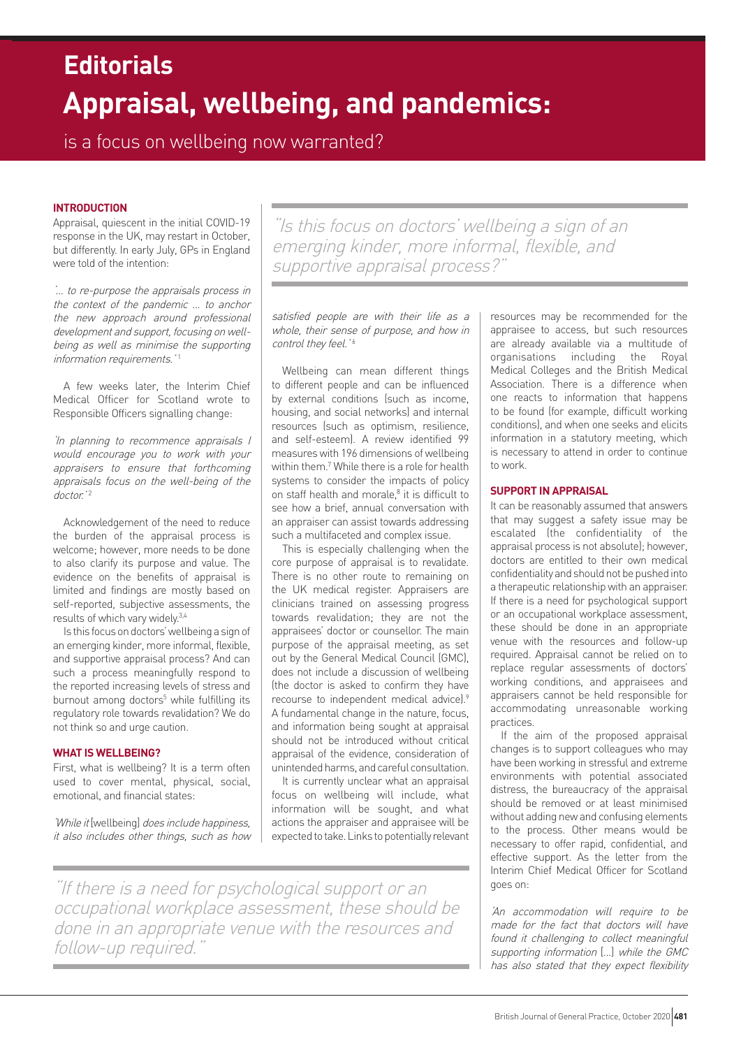# Editorials

## Appraisal, wellbeing, and pandemics:

is a focus on wellbeing now warranted?

### INTRODUCTION

Appraisal, quiescent in the initial COVID-19 response in the UK, may restart in October, but differently. In early July, GPs in England were told of the intention:

*'... to re-purpose the appraisals process in the context of the pandemic ... to anchor the new approach around professional development and support, focusing on well-being as well as minimise the supporting information requirements.'*[1]

A few weeks later, the Interim Chief Medical Officer for Scotland wrote to Responsible Officers signalling change:

*'In planning to recommence appraisals I would encourage you to work with your appraisers to ensure that forthcoming appraisals focus on the well-being of the doctor.'*[2]

Acknowledgement of the need to reduce the burden of the appraisal process is welcome; however, more needs to be done to also clarify its purpose and value. The evidence on the benefits of appraisal is limited and findings are mostly based on self-reported, subjective assessments, the results of which vary widely.[3,4]

Is this focus on doctors' wellbeing a sign of an emerging kinder, more informal, flexible, and supportive appraisal process? And can such a process meaningfully respond to the reported increasing levels of stress and burnout among doctors[5] while fulfilling its regulatory role towards revalidation? We do not think so and urge caution.

### WHAT IS WELLBEING?

First, what is wellbeing? It is a term often used to cover mental, physical, social, emotional, and financial states:

*'While it* [wellbeing] *does include happiness, it also includes other things, such as how satisfied people are with their life as a whole, their sense of purpose, and how in control they feel.'*[6]

Wellbeing can mean different things to different people and can be influenced by external conditions (such as income, housing, and social networks) and internal resources (such as optimism, resilience, and self-esteem). A review identified 99 measures with 196 dimensions of wellbeing within them.[7] While there is a role for health systems to consider the impacts of policy on staff health and morale,[8] it is difficult to see how a brief, annual conversation with an appraiser can assist towards addressing such a multifaceted and complex issue.

This is especially challenging when the core purpose of appraisal is to revalidate. There is no other route to remaining on the UK medical register. Appraisers are clinicians trained on assessing progress towards revalidation; they are not the appraisees' doctor or counsellor. The main purpose of the appraisal meeting, as set out by the General Medical Council (GMC), does not include a discussion of wellbeing (the doctor is asked to confirm they have recourse to independent medical advice).[9] A fundamental change in the nature, focus, and information being sought at appraisal should not be introduced without critical appraisal of the evidence, consideration of unintended harms, and careful consultation.

It is currently unclear what an appraisal focus on wellbeing will include, what information will be sought, and what actions the appraiser and appraisee will be expected to take. Links to potentially relevant resources may be recommended for the appraisee to access, but such resources are already available via a multitude of organisations including the Royal Medical Colleges and the British Medical Association. There is a difference when one reacts to information that happens to be found (for example, difficult working conditions), and when one seeks and elicits information in a statutory meeting, which is necessary to attend in order to continue to work.

### SUPPORT IN APPRAISAL

It can be reasonably assumed that answers that may suggest a safety issue may be escalated (the confidentiality of the appraisal process is not absolute); however, doctors are entitled to their own medical confidentiality and should not be pushed into a therapeutic relationship with an appraiser. If there is a need for psychological support or an occupational workplace assessment, these should be done in an appropriate venue with the resources and follow-up required. Appraisal cannot be relied on to replace regular assessments of doctors' working conditions, and appraisees and appraisers cannot be held responsible for accommodating unreasonable working practices.

If the aim of the proposed appraisal changes is to support colleagues who may have been working in stressful and extreme environments with potential associated distress, the bureaucracy of the appraisal should be removed or at least minimised without adding new and confusing elements to the process. Other means would be necessary to offer rapid, confidential, and effective support. As the letter from the Interim Chief Medical Officer for Scotland goes on:

*'An accommodation will require to be made for the fact that doctors will have found it challenging to collect meaningful supporting information [...] while the GMC has also stated that they expect flexibility*

> "Is this focus on doctors' wellbeing a sign of an emerging kinder, more informal, flexible, and supportive appraisal process?"

> "If there is a need for psychological support or an occupational workplace assessment, these should be done in an appropriate venue with the resources and follow-up required."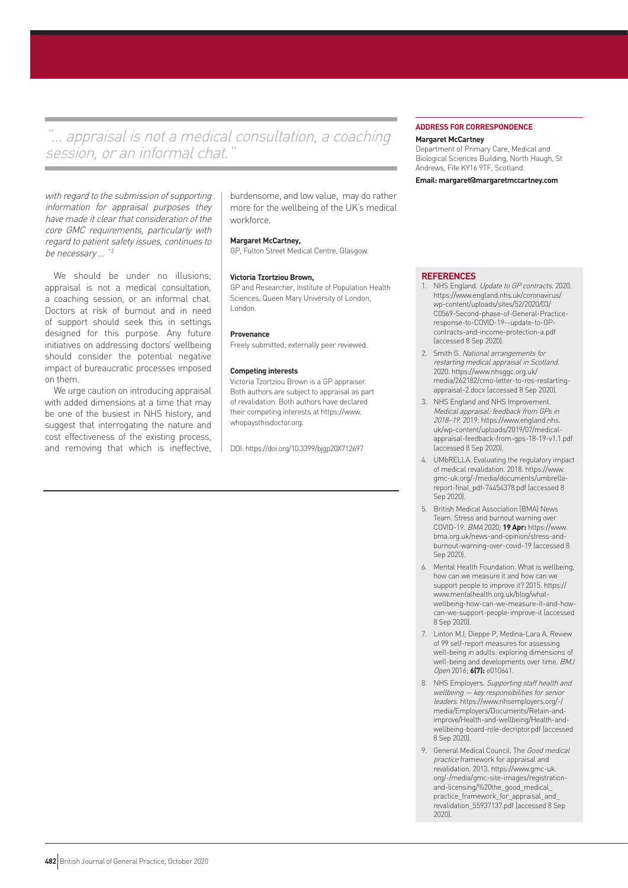*“... appraisal is not a medical consultation, a coaching session, or an informal chat.”*

*with regard to the submission of supporting information for appraisal purposes they have made it clear that consideration of the core GMC requirements, particularly with regard to patient safety issues, continues to be necessary ... '*[2]

We should be under no illusions; appraisal is not a medical consultation, a coaching session, or an informal chat. Doctors at risk of burnout and in need of support should seek this in settings designed for this purpose. Any future initiatives on addressing doctors' wellbeing should consider the potential negative impact of bureaucratic processes imposed on them.

We urge caution on introducing appraisal with added dimensions at a time that may be one of the busiest in NHS history, and suggest that interrogating the nature and cost effectiveness of the existing process, and removing that which is ineffective, burdensome, and low value, may do rather more for the wellbeing of the UK's medical workforce.

**Margaret McCartney,**
GP, Fulton Street Medical Centre, Glasgow.

**Victoria Tzortziou Brown,**
GP and Researcher, Institute of Population Health Sciences, Queen Mary University of London, London.

**Provenance**
Freely submitted; externally peer reviewed.

**Competing interests**
Victoria Tzortziou Brown is a GP appraiser. Both authors are subject to appraisal as part of revalidation. Both authors have declared their competing interests at https://www.whopaysthisdoctor.org.

DOI: https://doi.org/10.3399/bjgp20X712697

**ADDRESS FOR CORRESPONDENCE**

**Margaret McCartney**
Department of Primary Care, Medical and Biological Sciences Building, North Haugh, St Andrews, Fife KY16 9TF, Scotland.

**Email: margaret@margaretmccartney.com**

## REFERENCES

1. NHS England. *Update to GP contracts.* 2020. https://www.england.nhs.uk/coronavirus/wp-content/uploads/sites/52/2020/03/C0569-Second-phase-of-General-Practice-response-to-COVID-19--update-to-GP-contracts-and-income-protection-a.pdf (accessed 8 Sep 2020).
2. Smith G. *National arrangements for restarting medical appraisal in Scotland.* 2020. https://www.nhsggc.org.uk/media/262182/cmo-letter-to-ros-restarting-appraisal-2.docx (accessed 8 Sep 2020).
3. NHS England and NHS Improvement. *Medical appraisal: feedback from GPs in 2018–19.* 2019. https://www.england.nhs.uk/wp-content/uploads/2019/07/medical-appraisal-feedback-from-gps-18-19-v1.1.pdf (accessed 8 Sep 2020).
4. UMbRELLA. Evaluating the regulatory impact of medical revalidation. 2018. https://www.gmc-uk.org/-/media/documents/umbrella-report-final_pdf-74454378.pdf (accessed 8 Sep 2020).
5. British Medical Association (BMA) News Team. Stress and burnout warning over COVID-19. *BMA* 2020; **19 Apr:** https://www.bma.org.uk/news-and-opinion/stress-and-burnout-warning-over-covid-19 (accessed 8 Sep 2020).
6. Mental Health Foundation. What is wellbeing, how can we measure it and how can we support people to improve it? 2015. https://www.mentalhealth.org.uk/blog/what-wellbeing-how-can-we-measure-it-and-how-can-we-support-people-improve-it (accessed 8 Sep 2020).
7. Linton MJ, Dieppe P, Medina-Lara A. Review of 99 self-report measures for assessing well-being in adults: exploring dimensions of well-being and developments over time. *BMJ Open* 2016; **6(7):** e010641.
8. NHS Employers. *Supporting staff health and wellbeing — key responsibilities for senior leaders.* https://www.nhsemployers.org/-/media/Employers/Documents/Retain-and-improve/Health-and-wellbeing/Health-and-wellbeing-board-role-decriptor.pdf (accessed 8 Sep 2020).
9. General Medical Council. The *Good medical practice* framework for appraisal and revalidation. 2013. https://www.gmc-uk.org/-/media/gmc-site-images/registration-and-licensing/%20the_good_medical_practice_framework_for_appraisal_and_revalidation_55937137.pdf (accessed 8 Sep 2020).